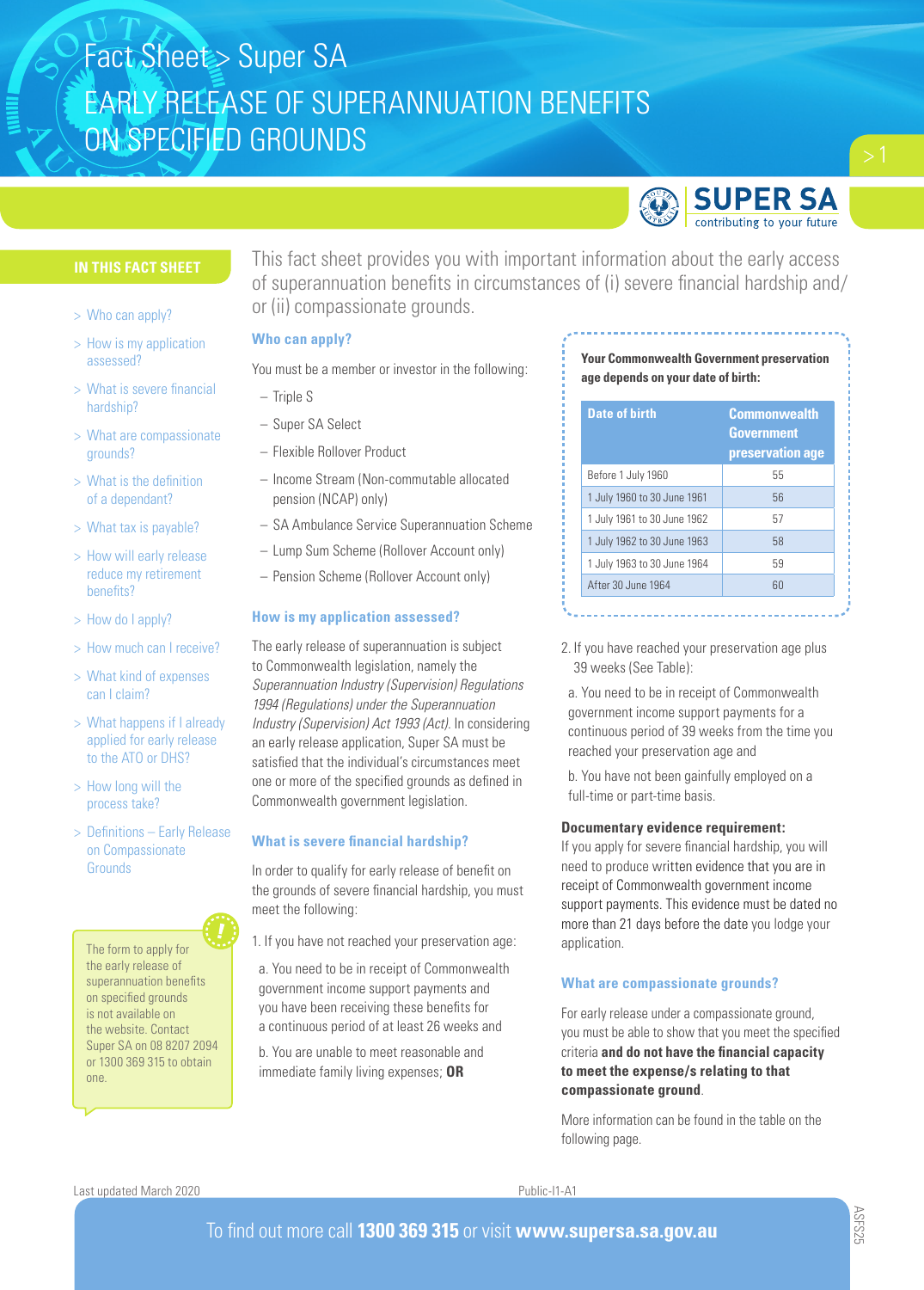# Fact Sheet > Super SA

# EARLY RELEASE OF SUPERANNUATION BENEFITS ON SPECIFIED GROUNDS

## IN THIS FACT SHEET

- > Who can apply?
- > How is my application assessed?
- > What is severe financial hardship?
- > What are compassionate grounds?
- > What is the definition of a dependant?
- > What tax is payable?
- > How will early release reduce my retirement benefits?
- > How do I apply?
- > How much can I receive?
- > What kind of expenses can I claim?
- > What happens if I already applied for early release to the ATO or DHS?
- > How long will the process take?
- > Definitions – Early Release on Compassionate Grounds

The form to apply for the early release of superannuation benefits on specified grounds is not available on the website. Contact Super SA on 08 8207 2094 or 1300 369 315 to obtain one.

This fact sheet provides you with important information about the early access of superannuation benefits in circumstances of (i) severe financial hardship and/ or (ii) compassionate grounds.

### Who can apply?

You must be a member or investor in the following:

- Triple S
- Super SA Select
- Flexible Rollover Product
- Income Stream (Non-commutable allocated pension (NCAP) only)
- SA Ambulance Service Superannuation Scheme
- Lump Sum Scheme (Rollover Account only)
- Pension Scheme (Rollover Account only)

### How is my application assessed?

The early release of superannuation is subject to Commonwealth legislation, namely the *Superannuation Industry (Supervision) Regulations 1994 (Regulations) under the Superannuation Industry (Supervision) Act 1993 (Act).* In considering an early release application, Super SA must be satisfied that the individual's circumstances meet one or more of the specified grounds as defined in Commonwealth government legislation.

### What is severe financial hardship?

In order to qualify for early release of benefit on the grounds of severe financial hardship, you must meet the following:

1. If you have not reached your preservation age:

   a. You need to be in receipt of Commonwealth government income support payments and you have been receiving these benefits for a continuous period of at least 26 weeks and

   b. You are unable to meet reasonable and immediate family living expenses; **OR**

**Your Commonwealth Government preservation age depends on your date of birth:**

| Date of birth | Commonwealth Government preservation age |
|---|---|
| Before 1 July 1960 | 55 |
| 1 July 1960 to 30 June 1961 | 56 |
| 1 July 1961 to 30 June 1962 | 57 |
| 1 July 1962 to 30 June 1963 | 58 |
| 1 July 1963 to 30 June 1964 | 59 |
| After 30 June 1964 | 60 |

2. If you have reached your preservation age plus 39 weeks (See Table):

   a. You need to be in receipt of Commonwealth government income support payments for a continuous period of 39 weeks from the time you reached your preservation age and

   b. You have not been gainfully employed on a full-time or part-time basis.

**Documentary evidence requirement:**
If you apply for severe financial hardship, you will need to produce written evidence that you are in receipt of Commonwealth government income support payments. This evidence must be dated no more than 21 days before the date you lodge your application.

### What are compassionate grounds?

For early release under a compassionate ground, you must be able to show that you meet the specified criteria **and do not have the financial capacity to meet the expense/s relating to that compassionate ground**.

More information can be found in the table on the following page.

Last updated March 2020

Public-I1-A1

To find out more call **1300 369 315** or visit **www.supersa.sa.gov.au**

ASFS25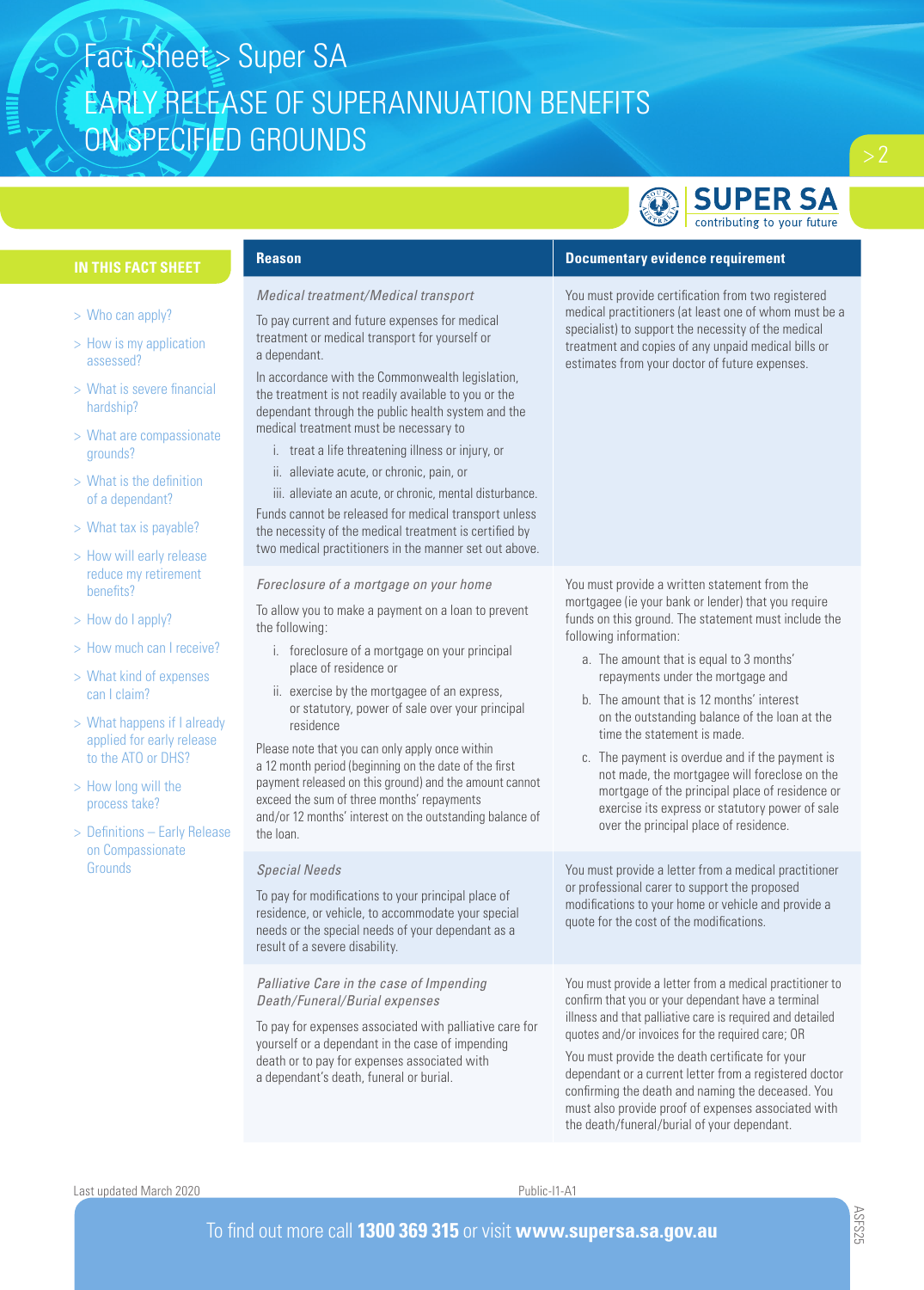# Fact Sheet > Super SA

## EARLY RELEASE OF SUPERANNUATION BENEFITS ON SPECIFIED GROUNDS

### IN THIS FACT SHEET

- > Who can apply?
- > How is my application assessed?
- > What is severe financial hardship?
- > What are compassionate grounds?
- > What is the definition of a dependant?
- > What tax is payable?
- > How will early release reduce my retirement benefits?
- > How do I apply?
- > How much can I receive?
- > What kind of expenses can I claim?
- > What happens if I already applied for early release to the ATO or DHS?
- > How long will the process take?
- > Definitions – Early Release on Compassionate Grounds

| Reason | Documentary evidence requirement |
|---|---|
| *Medical treatment/Medical transport*<br><br>To pay current and future expenses for medical treatment or medical transport for yourself or a dependant.<br><br>In accordance with the Commonwealth legislation, the treatment is not readily available to you or the dependant through the public health system and the medical treatment must be necessary to<br>i. treat a life threatening illness or injury, or<br>ii. alleviate acute, or chronic, pain, or<br>iii. alleviate an acute, or chronic, mental disturbance.<br><br>Funds cannot be released for medical transport unless the necessity of the medical treatment is certified by two medical practitioners in the manner set out above. | You must provide certification from two registered medical practitioners (at least one of whom must be a specialist) to support the necessity of the medical treatment and copies of any unpaid medical bills or estimates from your doctor of future expenses. |
| *Foreclosure of a mortgage on your home*<br><br>To allow you to make a payment on a loan to prevent the following:<br>i. foreclosure of a mortgage on your principal place of residence or<br>ii. exercise by the mortgagee of an express, or statutory, power of sale over your principal residence<br><br>Please note that you can only apply once within a 12 month period (beginning on the date of the first payment released on this ground) and the amount cannot exceed the sum of three months' repayments and/or 12 months' interest on the outstanding balance of the loan. | You must provide a written statement from the mortgagee (ie your bank or lender) that you require funds on this ground. The statement must include the following information:<br>a. The amount that is equal to 3 months' repayments under the mortgage and<br>b. The amount that is 12 months' interest on the outstanding balance of the loan at the time the statement is made.<br>c. The payment is overdue and if the payment is not made, the mortgagee will foreclose on the mortgage of the principal place of residence or exercise its express or statutory power of sale over the principal place of residence. |
| *Special Needs*<br><br>To pay for modifications to your principal place of residence, or vehicle, to accommodate your special needs or the special needs of your dependant as a result of a severe disability. | You must provide a letter from a medical practitioner or professional carer to support the proposed modifications to your home or vehicle and provide a quote for the cost of the modifications. |
| *Palliative Care in the case of Impending Death/Funeral/Burial expenses*<br><br>To pay for expenses associated with palliative care for yourself or a dependant in the case of impending death or to pay for expenses associated with a dependant's death, funeral or burial. | You must provide a letter from a medical practitioner to confirm that you or your dependant have a terminal illness and that palliative care is required and detailed quotes and/or invoices for the required care; OR<br><br>You must provide the death certificate for your dependant or a current letter from a registered doctor confirming the death and naming the deceased. You must also provide proof of expenses associated with the death/funeral/burial of your dependant. |

Last updated March 2020

Public-I1-A1

To find out more call **1300 369 315** or visit **www.supersa.sa.gov.au**

ASFS25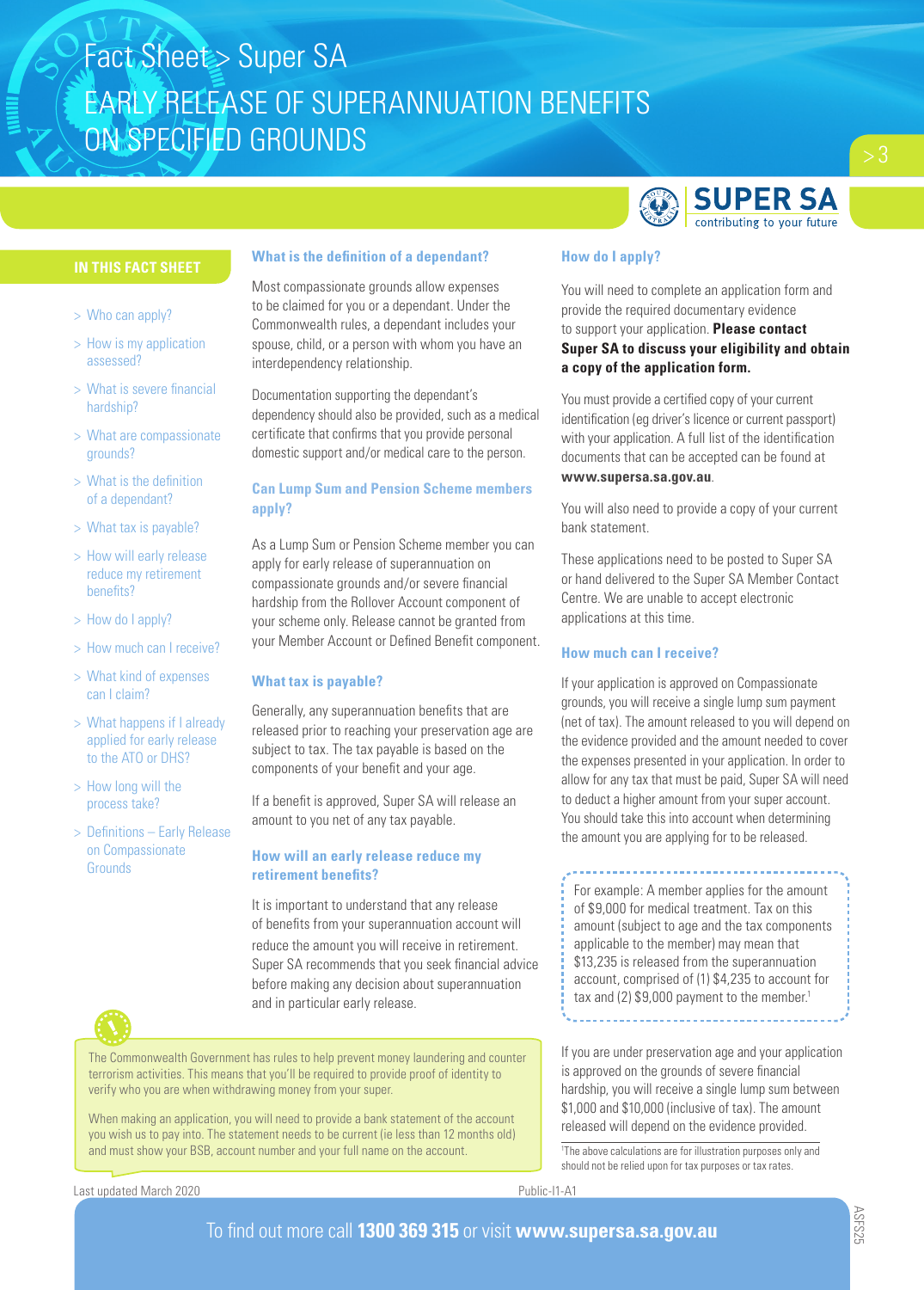# Fact Sheet > Super SA

# EARLY RELEASE OF SUPERANNUATION BENEFITS ON SPECIFIED GROUNDS

## IN THIS FACT SHEET

- > Who can apply?
- > How is my application assessed?
- > What is severe financial hardship?
- > What are compassionate grounds?
- > What is the definition of a dependant?
- > What tax is payable?
- > How will early release reduce my retirement benefits?
- > How do I apply?
- > How much can I receive?
- > What kind of expenses can I claim?
- > What happens if I already applied for early release to the ATO or DHS?
- > How long will the process take?
- > Definitions – Early Release on Compassionate Grounds

## What is the definition of a dependant?

Most compassionate grounds allow expenses to be claimed for you or a dependant. Under the Commonwealth rules, a dependant includes your spouse, child, or a person with whom you have an interdependency relationship.

Documentation supporting the dependant's dependency should also be provided, such as a medical certificate that confirms that you provide personal domestic support and/or medical care to the person.

## Can Lump Sum and Pension Scheme members apply?

As a Lump Sum or Pension Scheme member you can apply for early release of superannuation on compassionate grounds and/or severe financial hardship from the Rollover Account component of your scheme only. Release cannot be granted from your Member Account or Defined Benefit component.

## What tax is payable?

Generally, any superannuation benefits that are released prior to reaching your preservation age are subject to tax. The tax payable is based on the components of your benefit and your age.

If a benefit is approved, Super SA will release an amount to you net of any tax payable.

## How will an early release reduce my retirement benefits?

It is important to understand that any release of benefits from your superannuation account will reduce the amount you will receive in retirement. Super SA recommends that you seek financial advice before making any decision about superannuation and in particular early release.

The Commonwealth Government has rules to help prevent money laundering and counter terrorism activities. This means that you'll be required to provide proof of identity to verify who you are when withdrawing money from your super.

When making an application, you will need to provide a bank statement of the account you wish us to pay into. The statement needs to be current (ie less than 12 months old) and must show your BSB, account number and your full name on the account.

## How do I apply?

You will need to complete an application form and provide the required documentary evidence to support your application. **Please contact Super SA to discuss your eligibility and obtain a copy of the application form.**

You must provide a certified copy of your current identification (eg driver's licence or current passport) with your application. A full list of the identification documents that can be accepted can be found at **www.supersa.sa.gov.au**.

You will also need to provide a copy of your current bank statement.

These applications need to be posted to Super SA or hand delivered to the Super SA Member Contact Centre. We are unable to accept electronic applications at this time.

## How much can I receive?

If your application is approved on Compassionate grounds, you will receive a single lump sum payment (net of tax). The amount released to you will depend on the evidence provided and the amount needed to cover the expenses presented in your application. In order to allow for any tax that must be paid, Super SA will need to deduct a higher amount from your super account. You should take this into account when determining the amount you are applying for to be released.

For example: A member applies for the amount of $9,000 for medical treatment. Tax on this amount (subject to age and the tax components applicable to the member) may mean that $13,235 is released from the superannuation account, comprised of (1) $4,235 to account for tax and (2) $9,000 payment to the member.[1]

If you are under preservation age and your application is approved on the grounds of severe financial hardship, you will receive a single lump sum between $1,000 and $10,000 (inclusive of tax). The amount released will depend on the evidence provided.

[1]The above calculations are for illustration purposes only and should not be relied upon for tax purposes or tax rates.

Last updated March 2020

Public-I1-A1

To find out more call **1300 369 315** or visit **www.supersa.sa.gov.au**

ASFS25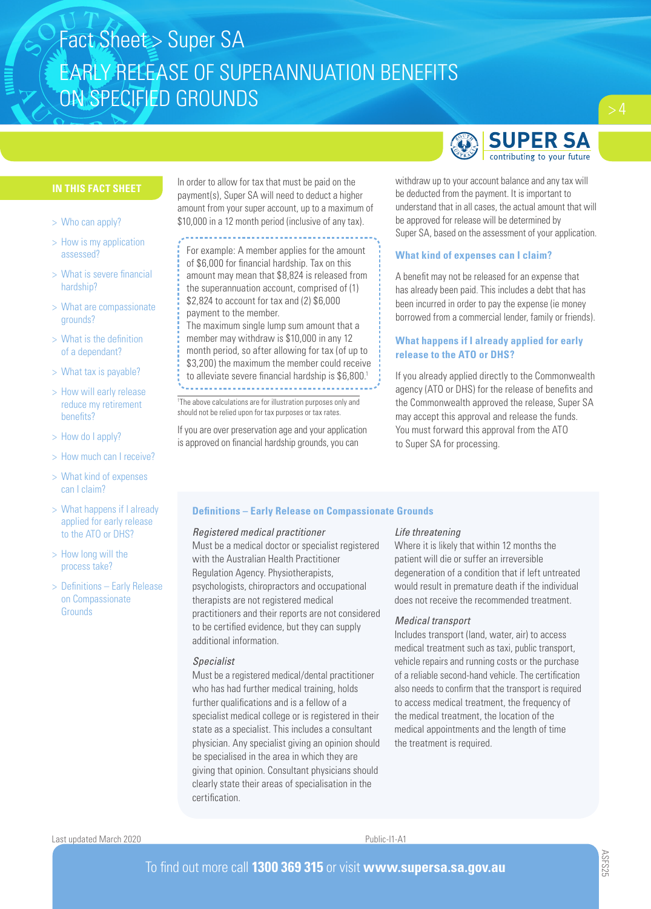# Fact Sheet > Super SA

# EARLY RELEASE OF SUPERANNUATION BENEFITS ON SPECIFIED GROUNDS

**IN THIS FACT SHEET**

- > Who can apply?
- > How is my application assessed?
- > What is severe financial hardship?
- > What are compassionate grounds?
- > What is the definition of a dependant?
- > What tax is payable?
- > How will early release reduce my retirement benefits?
- > How do I apply?
- > How much can I receive?
- > What kind of expenses can I claim?
- > What happens if I already applied for early release to the ATO or DHS?
- > How long will the process take?
- > Definitions – Early Release on Compassionate Grounds

In order to allow for tax that must be paid on the payment(s), Super SA will need to deduct a higher amount from your super account, up to a maximum of $10,000 in a 12 month period (inclusive of any tax).

> For example: A member applies for the amount of $6,000 for financial hardship. Tax on this amount may mean that $8,824 is released from the superannuation account, comprised of (1) $2,824 to account for tax and (2) $6,000 payment to the member.
> The maximum single lump sum amount that a member may withdraw is $10,000 in any 12 month period, so after allowing for tax (of up to $3,200) the maximum the member could receive to alleviate severe financial hardship is $6,800.[1]

[1]The above calculations are for illustration purposes only and should not be relied upon for tax purposes or tax rates.

If you are over preservation age and your application is approved on financial hardship grounds, you can withdraw up to your account balance and any tax will be deducted from the payment. It is important to understand that in all cases, the actual amount that will be approved for release will be determined by Super SA, based on the assessment of your application.

### What kind of expenses can I claim?

A benefit may not be released for an expense that has already been paid. This includes a debt that has been incurred in order to pay the expense (ie money borrowed from a commercial lender, family or friends).

### What happens if I already applied for early release to the ATO or DHS?

If you already applied directly to the Commonwealth agency (ATO or DHS) for the release of benefits and the Commonwealth approved the release, Super SA may accept this approval and release the funds. You must forward this approval from the ATO to Super SA for processing.

### Definitions – Early Release on Compassionate Grounds

*Registered medical practitioner*
Must be a medical doctor or specialist registered with the Australian Health Practitioner Regulation Agency. Physiotherapists, psychologists, chiropractors and occupational therapists are not registered medical practitioners and their reports are not considered to be certified evidence, but they can supply additional information.

*Specialist*
Must be a registered medical/dental practitioner who has had further medical training, holds further qualifications and is a fellow of a specialist medical college or is registered in their state as a specialist. This includes a consultant physician. Any specialist giving an opinion should be specialised in the area in which they are giving that opinion. Consultant physicians should clearly state their areas of specialisation in the certification.

*Life threatening*
Where it is likely that within 12 months the patient will die or suffer an irreversible degeneration of a condition that if left untreated would result in premature death if the individual does not receive the recommended treatment.

*Medical transport*
Includes transport (land, water, air) to access medical treatment such as taxi, public transport, vehicle repairs and running costs or the purchase of a reliable second-hand vehicle. The certification also needs to confirm that the transport is required to access medical treatment, the frequency of the medical treatment, the location of the medical appointments and the length of time the treatment is required.

Last updated March 2020

To find out more call **1300 369 315** or visit **www.supersa.sa.gov.au**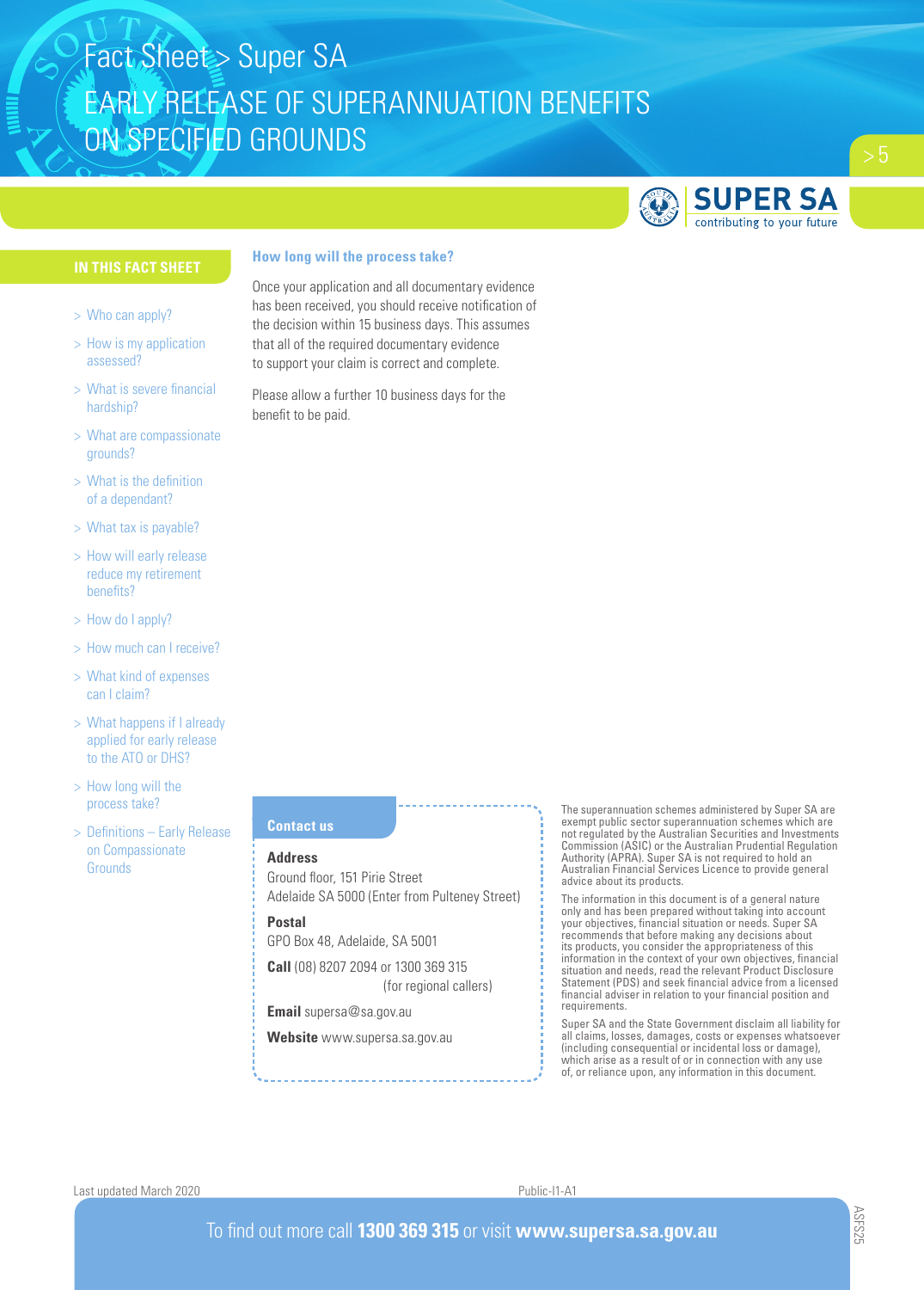# Fact Sheet > Super SA

# EARLY RELEASE OF SUPERANNUATION BENEFITS ON SPECIFIED GROUNDS

SUPER SA
contributing to your future

## IN THIS FACT SHEET

- > Who can apply?
- > How is my application assessed?
- > What is severe financial hardship?
- > What are compassionate grounds?
- > What is the definition of a dependant?
- > What tax is payable?
- > How will early release reduce my retirement benefits?
- > How do I apply?
- > How much can I receive?
- > What kind of expenses can I claim?
- > What happens if I already applied for early release to the ATO or DHS?
- > How long will the process take?
- > Definitions – Early Release on Compassionate Grounds

### How long will the process take?

Once your application and all documentary evidence has been received, you should receive notification of the decision within 15 business days. This assumes that all of the required documentary evidence to support your claim is correct and complete.

Please allow a further 10 business days for the benefit to be paid.

### Contact us

**Address**
Ground floor, 151 Pirie Street
Adelaide SA 5000 (Enter from Pulteney Street)

**Postal**
GPO Box 48, Adelaide, SA 5001

**Call** (08) 8207 2094 or 1300 369 315 (for regional callers)

**Email** supersa@sa.gov.au

**Website** www.supersa.sa.gov.au

The superannuation schemes administered by Super SA are exempt public sector superannuation schemes which are not regulated by the Australian Securities and Investments Commission (ASIC) or the Australian Prudential Regulation Authority (APRA). Super SA is not required to hold an Australian Financial Services Licence to provide general advice about its products.

The information in this document is of a general nature only and has been prepared without taking into account your objectives, financial situation or needs. Super SA recommends that before making any decisions about its products, you consider the appropriateness of this information in the context of your own objectives, financial situation and needs, read the relevant Product Disclosure Statement (PDS) and seek financial advice from a licensed financial adviser in relation to your financial position and requirements.

Super SA and the State Government disclaim all liability for all claims, losses, damages, costs or expenses whatsoever (including consequential or incidental loss or damage), which arise as a result of or in connection with any use of, or reliance upon, any information in this document.

Last updated March 2020

Public-I1-A1

To find out more call **1300 369 315** or visit **www.supersa.sa.gov.au**

ASFS25